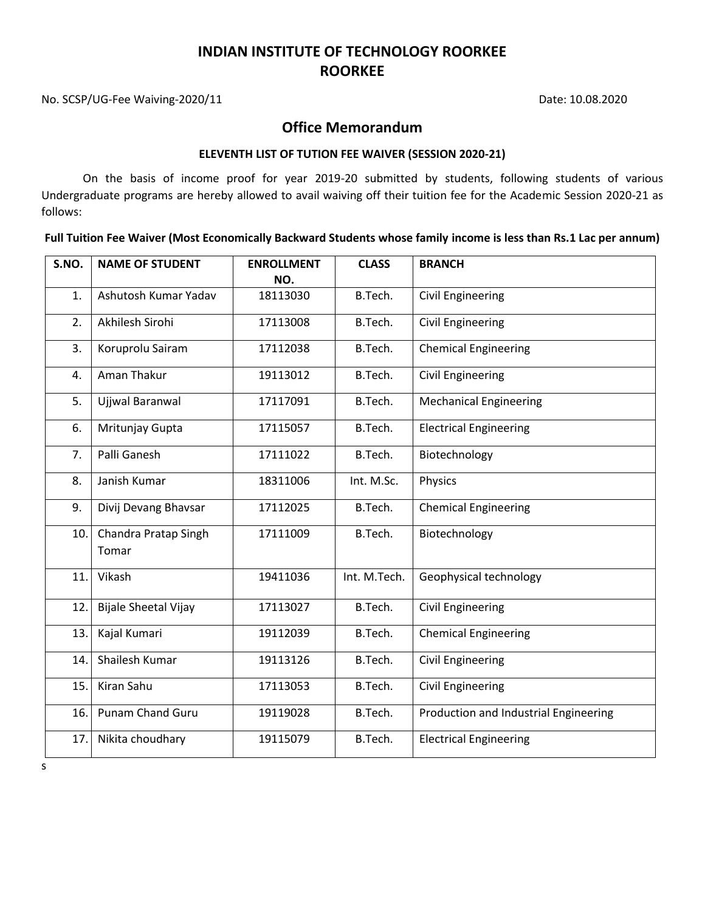# INDIAN INSTITUTE OF TECHNOLOGY ROORKEE
# ROORKEE

No. SCSP/UG-Fee Waiving-2020/11 Date: 10.08.2020

## Office Memorandum

**ELEVENTH LIST OF TUTION FEE WAIVER (SESSION 2020-21)**

On the basis of income proof for year 2019-20 submitted by students, following students of various Undergraduate programs are hereby allowed to avail waiving off their tuition fee for the Academic Session 2020-21 as follows:

**Full Tuition Fee Waiver (Most Economically Backward Students whose family income is less than Rs.1 Lac per annum)**

| S.NO. | NAME OF STUDENT | ENROLLMENT NO. | CLASS | BRANCH |
|---|---|---|---|---|
| 1. | Ashutosh Kumar Yadav | 18113030 | B.Tech. | Civil Engineering |
| 2. | Akhilesh Sirohi | 17113008 | B.Tech. | Civil Engineering |
| 3. | Koruprolu Sairam | 17112038 | B.Tech. | Chemical Engineering |
| 4. | Aman Thakur | 19113012 | B.Tech. | Civil Engineering |
| 5. | Ujjwal Baranwal | 17117091 | B.Tech. | Mechanical Engineering |
| 6. | Mritunjay Gupta | 17115057 | B.Tech. | Electrical Engineering |
| 7. | Palli Ganesh | 17111022 | B.Tech. | Biotechnology |
| 8. | Janish Kumar | 18311006 | Int. M.Sc. | Physics |
| 9. | Divij Devang Bhavsar | 17112025 | B.Tech. | Chemical Engineering |
| 10. | Chandra Pratap Singh Tomar | 17111009 | B.Tech. | Biotechnology |
| 11. | Vikash | 19411036 | Int. M.Tech. | Geophysical technology |
| 12. | Bijale Sheetal Vijay | 17113027 | B.Tech. | Civil Engineering |
| 13. | Kajal Kumari | 19112039 | B.Tech. | Chemical Engineering |
| 14. | Shailesh Kumar | 19113126 | B.Tech. | Civil Engineering |
| 15. | Kiran Sahu | 17113053 | B.Tech. | Civil Engineering |
| 16. | Punam Chand Guru | 19119028 | B.Tech. | Production and Industrial Engineering |
| 17. | Nikita choudhary | 19115079 | B.Tech. | Electrical Engineering |

s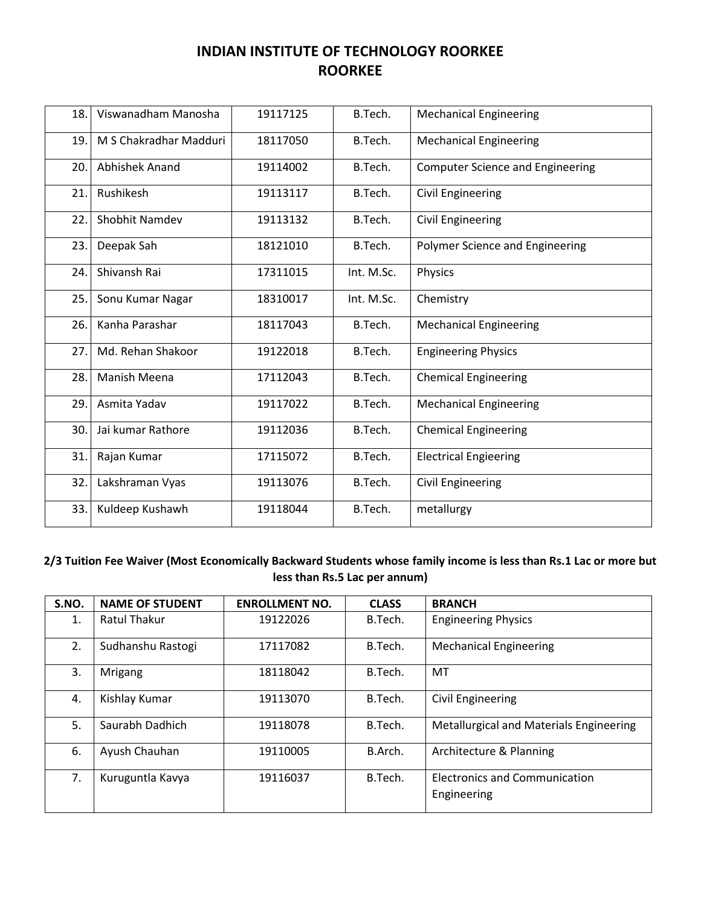# INDIAN INSTITUTE OF TECHNOLOGY ROORKEE
# ROORKEE

| | | | | |
|---|---|---|---|---|
| 18. | Viswanadham Manosha | 19117125 | B.Tech. | Mechanical Engineering |
| 19. | M S Chakradhar Madduri | 18117050 | B.Tech. | Mechanical Engineering |
| 20. | Abhishek Anand | 19114002 | B.Tech. | Computer Science and Engineering |
| 21. | Rushikesh | 19113117 | B.Tech. | Civil Engineering |
| 22. | Shobhit Namdev | 19113132 | B.Tech. | Civil Engineering |
| 23. | Deepak Sah | 18121010 | B.Tech. | Polymer Science and Engineering |
| 24. | Shivansh Rai | 17311015 | Int. M.Sc. | Physics |
| 25. | Sonu Kumar Nagar | 18310017 | Int. M.Sc. | Chemistry |
| 26. | Kanha Parashar | 18117043 | B.Tech. | Mechanical Engineering |
| 27. | Md. Rehan Shakoor | 19122018 | B.Tech. | Engineering Physics |
| 28. | Manish Meena | 17112043 | B.Tech. | Chemical Engineering |
| 29. | Asmita Yadav | 19117022 | B.Tech. | Mechanical Engineering |
| 30. | Jai kumar Rathore | 19112036 | B.Tech. | Chemical Engineering |
| 31. | Rajan Kumar | 17115072 | B.Tech. | Electrical Engieering |
| 32. | Lakshraman Vyas | 19113076 | B.Tech. | Civil Engineering |
| 33. | Kuldeep Kushawh | 19118044 | B.Tech. | metallurgy |

**2/3 Tuition Fee Waiver (Most Economically Backward Students whose family income is less than Rs.1 Lac or more but less than Rs.5 Lac per annum)**

| S.NO. | NAME OF STUDENT | ENROLLMENT NO. | CLASS | BRANCH |
|---|---|---|---|---|
| 1. | Ratul Thakur | 19122026 | B.Tech. | Engineering Physics |
| 2. | Sudhanshu Rastogi | 17117082 | B.Tech. | Mechanical Engineering |
| 3. | Mrigang | 18118042 | B.Tech. | MT |
| 4. | Kishlay Kumar | 19113070 | B.Tech. | Civil Engineering |
| 5. | Saurabh Dadhich | 19118078 | B.Tech. | Metallurgical and Materials Engineering |
| 6. | Ayush Chauhan | 19110005 | B.Arch. | Architecture & Planning |
| 7. | Kuruguntla Kavya | 19116037 | B.Tech. | Electronics and Communication Engineering |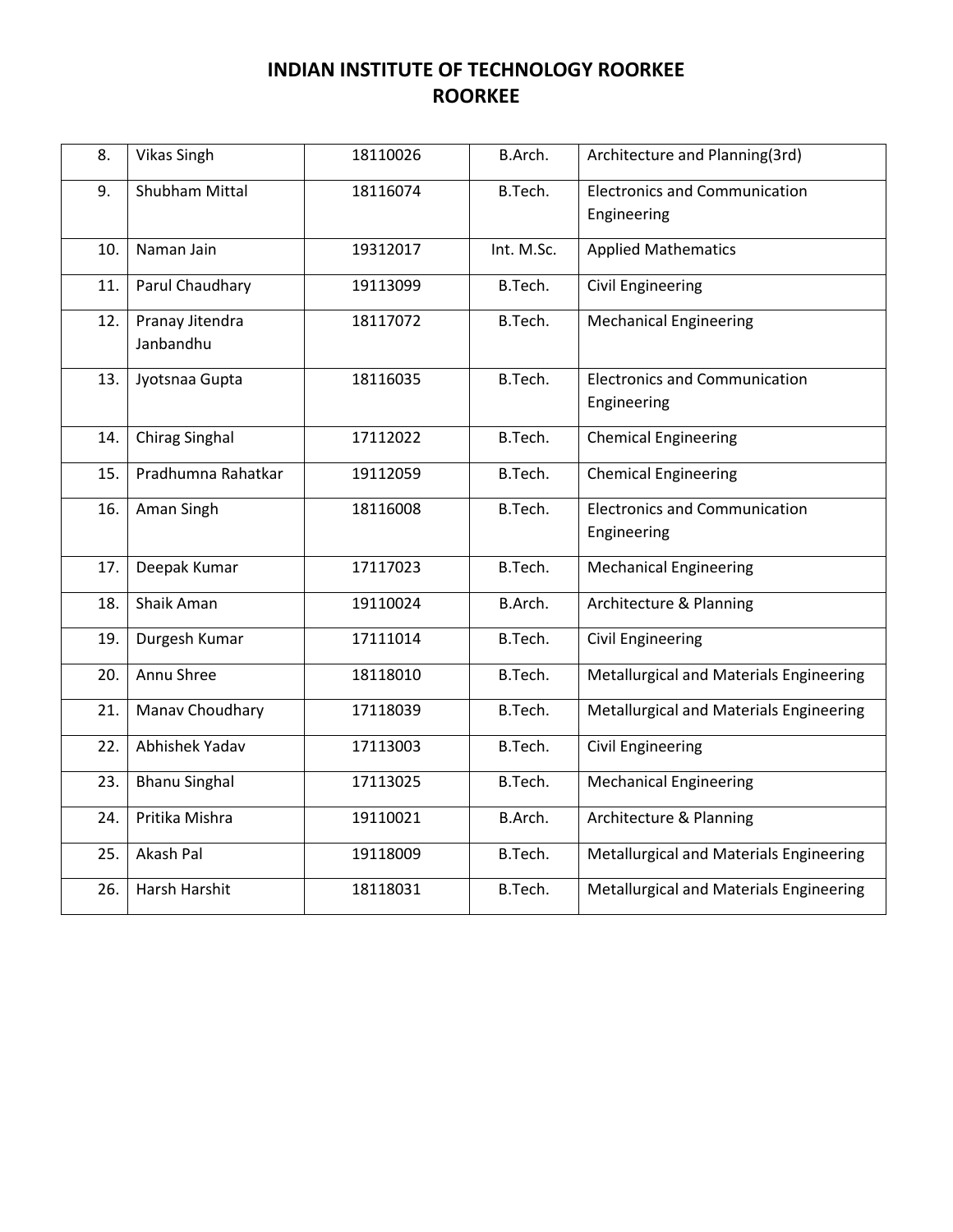# INDIAN INSTITUTE OF TECHNOLOGY ROORKEE
## ROORKEE

| | | | | |
|---|---|---|---|---|
| 8. | Vikas Singh | 18110026 | B.Arch. | Architecture and Planning(3rd) |
| 9. | Shubham Mittal | 18116074 | B.Tech. | Electronics and Communication Engineering |
| 10. | Naman Jain | 19312017 | Int. M.Sc. | Applied Mathematics |
| 11. | Parul Chaudhary | 19113099 | B.Tech. | Civil Engineering |
| 12. | Pranay Jitendra Janbandhu | 18117072 | B.Tech. | Mechanical Engineering |
| 13. | Jyotsnaa Gupta | 18116035 | B.Tech. | Electronics and Communication Engineering |
| 14. | Chirag Singhal | 17112022 | B.Tech. | Chemical Engineering |
| 15. | Pradhumna Rahatkar | 19112059 | B.Tech. | Chemical Engineering |
| 16. | Aman Singh | 18116008 | B.Tech. | Electronics and Communication Engineering |
| 17. | Deepak Kumar | 17117023 | B.Tech. | Mechanical Engineering |
| 18. | Shaik Aman | 19110024 | B.Arch. | Architecture & Planning |
| 19. | Durgesh Kumar | 17111014 | B.Tech. | Civil Engineering |
| 20. | Annu Shree | 18118010 | B.Tech. | Metallurgical and Materials Engineering |
| 21. | Manav Choudhary | 17118039 | B.Tech. | Metallurgical and Materials Engineering |
| 22. | Abhishek Yadav | 17113003 | B.Tech. | Civil Engineering |
| 23. | Bhanu Singhal | 17113025 | B.Tech. | Mechanical Engineering |
| 24. | Pritika Mishra | 19110021 | B.Arch. | Architecture & Planning |
| 25. | Akash Pal | 19118009 | B.Tech. | Metallurgical and Materials Engineering |
| 26. | Harsh Harshit | 18118031 | B.Tech. | Metallurgical and Materials Engineering |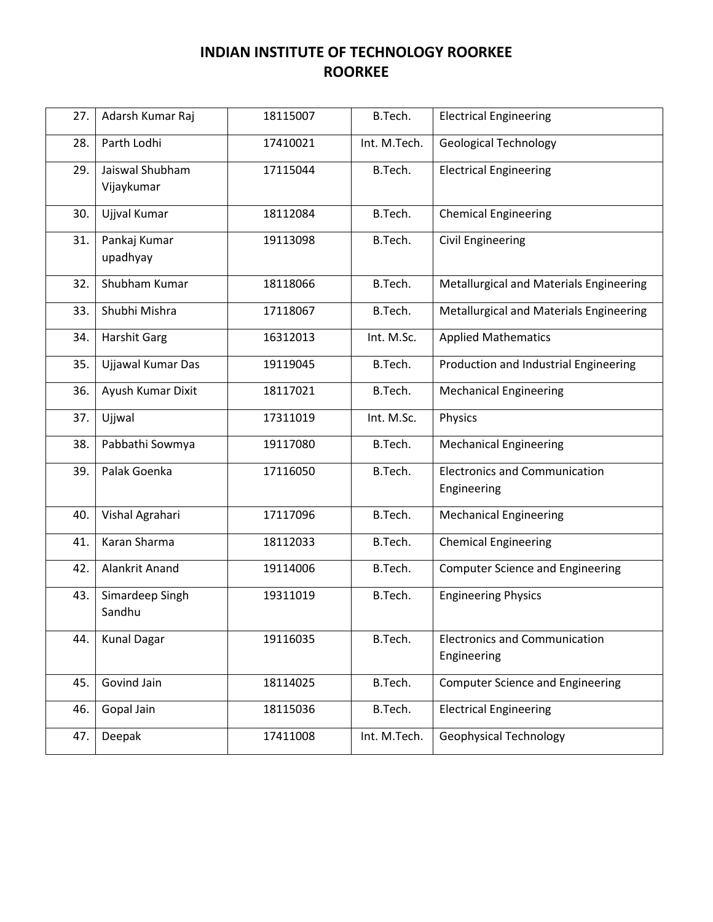# INDIAN INSTITUTE OF TECHNOLOGY ROORKEE
# ROORKEE

| | | | | |
|---|---|---|---|---|
| 27. | Adarsh Kumar Raj | 18115007 | B.Tech. | Electrical Engineering |
| 28. | Parth Lodhi | 17410021 | Int. M.Tech. | Geological Technology |
| 29. | Jaiswal Shubham Vijaykumar | 17115044 | B.Tech. | Electrical Engineering |
| 30. | Ujjval Kumar | 18112084 | B.Tech. | Chemical Engineering |
| 31. | Pankaj Kumar upadhyay | 19113098 | B.Tech. | Civil Engineering |
| 32. | Shubham Kumar | 18118066 | B.Tech. | Metallurgical and Materials Engineering |
| 33. | Shubhi Mishra | 17118067 | B.Tech. | Metallurgical and Materials Engineering |
| 34. | Harshit Garg | 16312013 | Int. M.Sc. | Applied Mathematics |
| 35. | Ujjawal Kumar Das | 19119045 | B.Tech. | Production and Industrial Engineering |
| 36. | Ayush Kumar Dixit | 18117021 | B.Tech. | Mechanical Engineering |
| 37. | Ujjwal | 17311019 | Int. M.Sc. | Physics |
| 38. | Pabbathi Sowmya | 19117080 | B.Tech. | Mechanical Engineering |
| 39. | Palak Goenka | 17116050 | B.Tech. | Electronics and Communication Engineering |
| 40. | Vishal Agrahari | 17117096 | B.Tech. | Mechanical Engineering |
| 41. | Karan Sharma | 18112033 | B.Tech. | Chemical Engineering |
| 42. | Alankrit Anand | 19114006 | B.Tech. | Computer Science and Engineering |
| 43. | Simardeep Singh Sandhu | 19311019 | B.Tech. | Engineering Physics |
| 44. | Kunal Dagar | 19116035 | B.Tech. | Electronics and Communication Engineering |
| 45. | Govind Jain | 18114025 | B.Tech. | Computer Science and Engineering |
| 46. | Gopal Jain | 18115036 | B.Tech. | Electrical Engineering |
| 47. | Deepak | 17411008 | Int. M.Tech. | Geophysical Technology |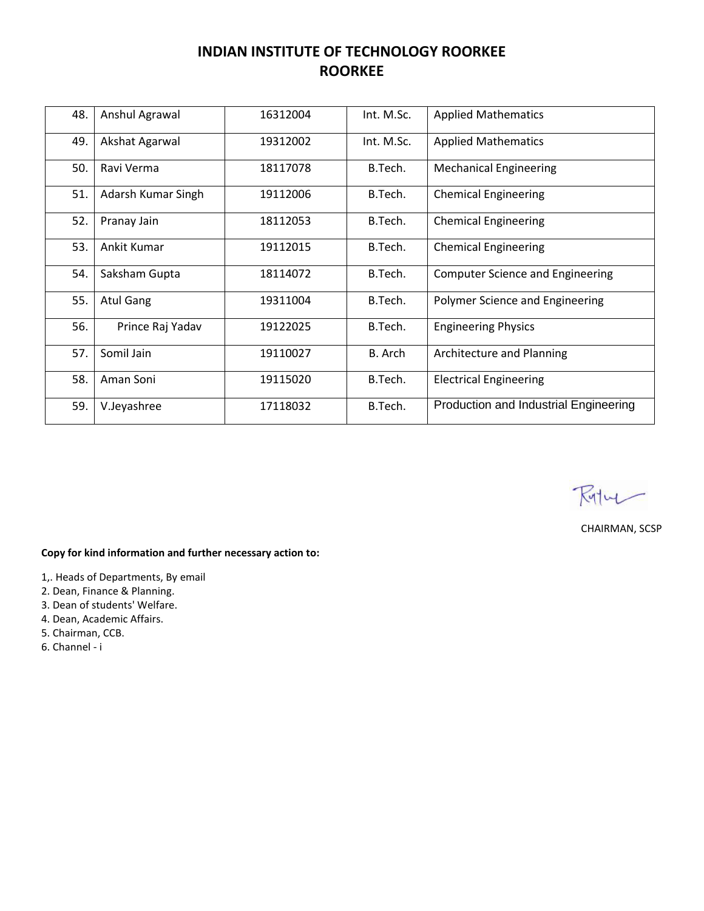# INDIAN INSTITUTE OF TECHNOLOGY ROORKEE
## ROORKEE

| | | | | |
|---|---|---|---|---|
| 48. | Anshul Agrawal | 16312004 | Int. M.Sc. | Applied Mathematics |
| 49. | Akshat Agarwal | 19312002 | Int. M.Sc. | Applied Mathematics |
| 50. | Ravi Verma | 18117078 | B.Tech. | Mechanical Engineering |
| 51. | Adarsh Kumar Singh | 19112006 | B.Tech. | Chemical Engineering |
| 52. | Pranay Jain | 18112053 | B.Tech. | Chemical Engineering |
| 53. | Ankit Kumar | 19112015 | B.Tech. | Chemical Engineering |
| 54. | Saksham Gupta | 18114072 | B.Tech. | Computer Science and Engineering |
| 55. | Atul Gang | 19311004 | B.Tech. | Polymer Science and Engineering |
| 56. | Prince Raj Yadav | 19122025 | B.Tech. | Engineering Physics |
| 57. | Somil Jain | 19110027 | B. Arch | Architecture and Planning |
| 58. | Aman Soni | 19115020 | B.Tech. | Electrical Engineering |
| 59. | V.Jeyashree | 17118032 | B.Tech. | Production and Industrial Engineering |

CHAIRMAN, SCSP

**Copy for kind information and further necessary action to:**

1,. Heads of Departments, By email
2. Dean, Finance & Planning.
3. Dean of students' Welfare.
4. Dean, Academic Affairs.
5. Chairman, CCB.
6. Channel - i